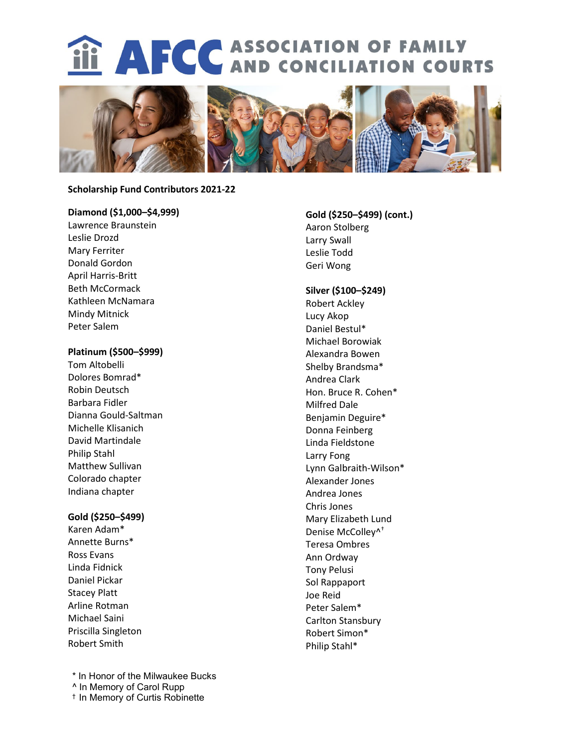# AFCC ASSOCIATION OF FAMILY AND CONCILIATION COURTS

**Scholarship Fund Contributors 2021-22**

**Diamond ($1,000–$4,999)**
Lawrence Braunstein
Leslie Drozd
Mary Ferriter
Donald Gordon
April Harris-Britt
Beth McCormack
Kathleen McNamara
Mindy Mitnick
Peter Salem

**Platinum ($500–$999)**
Tom Altobelli
Dolores Bomrad*
Robin Deutsch
Barbara Fidler
Dianna Gould-Saltman
Michelle Klisanich
David Martindale
Philip Stahl
Matthew Sullivan
Colorado chapter
Indiana chapter

**Gold ($250–$499)**
Karen Adam*
Annette Burns*
Ross Evans
Linda Fidnick
Daniel Pickar
Stacey Platt
Arline Rotman
Michael Saini
Priscilla Singleton
Robert Smith

**Gold ($250–$499) (cont.)**
Aaron Stolberg
Larry Swall
Leslie Todd
Geri Wong

**Silver ($100–$249)**
Robert Ackley
Lucy Akop
Daniel Bestul*
Michael Borowiak
Alexandra Bowen
Shelby Brandsma*
Andrea Clark
Hon. Bruce R. Cohen*
Milfred Dale
Benjamin Deguire*
Donna Feinberg
Linda Fieldstone
Larry Fong
Lynn Galbraith-Wilson*
Alexander Jones
Andrea Jones
Chris Jones
Mary Elizabeth Lund
Denise McColley^†
Teresa Ombres
Ann Ordway
Tony Pelusi
Sol Rappaport
Joe Reid
Peter Salem*
Carlton Stansbury
Robert Simon*
Philip Stahl*

\* In Honor of the Milwaukee Bucks
^ In Memory of Carol Rupp
† In Memory of Curtis Robinette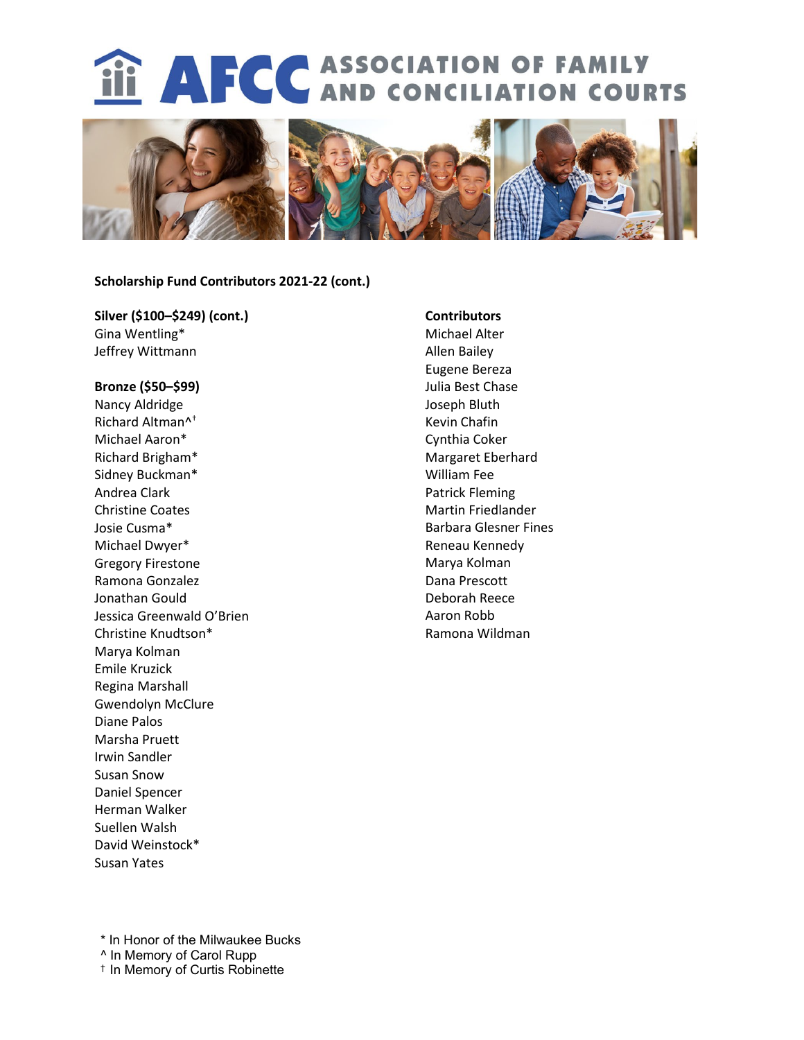# AFCC ASSOCIATION OF FAMILY AND CONCILIATION COURTS

**Scholarship Fund Contributors 2021-22 (cont.)**

**Silver ($100–$249) (cont.)**

Gina Wentling*
Jeffrey Wittmann

**Bronze ($50–$99)**

Nancy Aldridge
Richard Altman^†
Michael Aaron*
Richard Brigham*
Sidney Buckman*
Andrea Clark
Christine Coates
Josie Cusma*
Michael Dwyer*
Gregory Firestone
Ramona Gonzalez
Jonathan Gould
Jessica Greenwald O'Brien
Christine Knudtson*
Marya Kolman
Emile Kruzick
Regina Marshall
Gwendolyn McClure
Diane Palos
Marsha Pruett
Irwin Sandler
Susan Snow
Daniel Spencer
Herman Walker
Suellen Walsh
David Weinstock*
Susan Yates

**Contributors**

Michael Alter
Allen Bailey
Eugene Bereza
Julia Best Chase
Joseph Bluth
Kevin Chafin
Cynthia Coker
Margaret Eberhard
William Fee
Patrick Fleming
Martin Friedlander
Barbara Glesner Fines
Reneau Kennedy
Marya Kolman
Dana Prescott
Deborah Reece
Aaron Robb
Ramona Wildman

\* In Honor of the Milwaukee Bucks
^ In Memory of Carol Rupp
† In Memory of Curtis Robinette